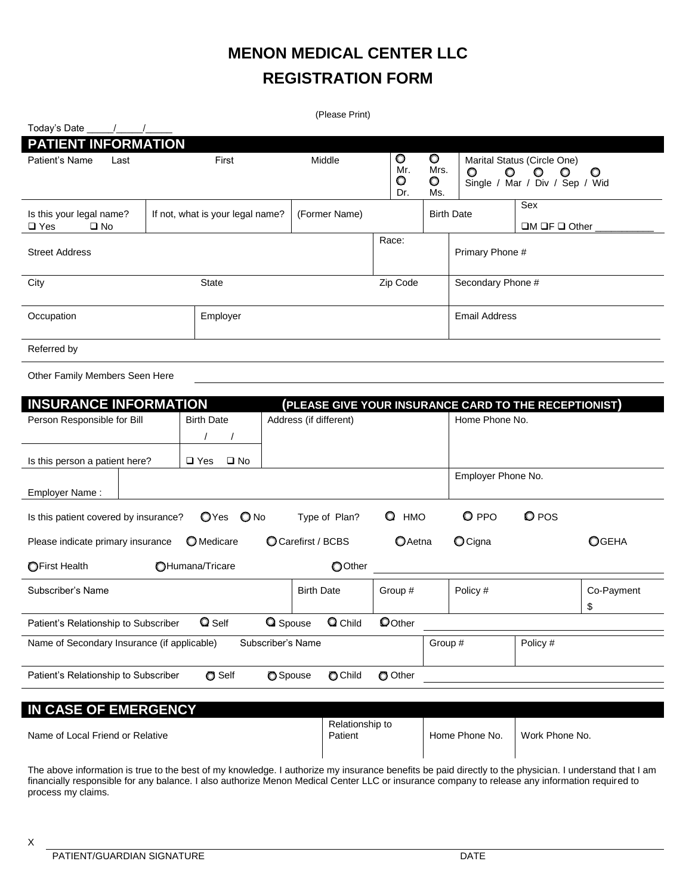# MENON MEDICAL CENTER LLC

## REGISTRATION FORM

(Please Print)

Today's Date _____/_____/_____

## PATIENT INFORMATION

| Patient's Name Last | First | Middle | ○ Mr. ○ Dr. | ○ Mrs. ○ Ms. | Marital Status (Circle One) ○ Single / ○ Mar / ○ Div / ○ Sep / ○ Wid |
|---|---|---|---|---|---|

| Is this your legal name? ❑ Yes ❑ No | If not, what is your legal name? | (Former Name) | Birth Date | Sex ❑M ❑F ❑ Other __________ |
|---|---|---|---|---|

| Street Address | Race: | Primary Phone # |
|---|---|---|
| City / State | Zip Code | Secondary Phone # |

| Occupation | Employer | Email Address |
|---|---|---|

Referred by

Other Family Members Seen Here ______________________________

## INSURANCE INFORMATION (PLEASE GIVE YOUR INSURANCE CARD TO THE RECEPTIONIST)

| Person Responsible for Bill | Birth Date / / | Address (if different) | Home Phone No. |
|---|---|---|---|
| Is this person a patient here? | ❑ Yes ❑ No | | |
| Employer Name : | | | Employer Phone No. |

Is this patient covered by insurance? ○Yes ○No Type of Plan? ○ HMO ○ PPO ○ POS

Please indicate primary insurance ○Medicare ○Carefirst / BCBS ○Aetna ○Cigna ○GEHA

○First Health ○Humana/Tricare ○Other ______________________________

| Subscriber's Name | Birth Date | Group # | Policy # | Co-Payment $ |
|---|---|---|---|---|

Patient's Relationship to Subscriber ○ Self ○ Spouse ○ Child ○Other ______________________________

| Name of Secondary Insurance (if applicable) | Subscriber's Name | Group # | Policy # |
|---|---|---|---|

Patient's Relationship to Subscriber ○ Self ○ Spouse ○ Child ○ Other ______________________________

## IN CASE OF EMERGENCY

| Name of Local Friend or Relative | Relationship to Patient | Home Phone No. | Work Phone No. |
|---|---|---|---|

The above information is true to the best of my knowledge. I authorize my insurance benefits be paid directly to the physician. I understand that I am financially responsible for any balance. I also authorize Menon Medical Center LLC or insurance company to release any information required to process my claims.

X ______________________________________________________________

PATIENT/GUARDIAN SIGNATURE DATE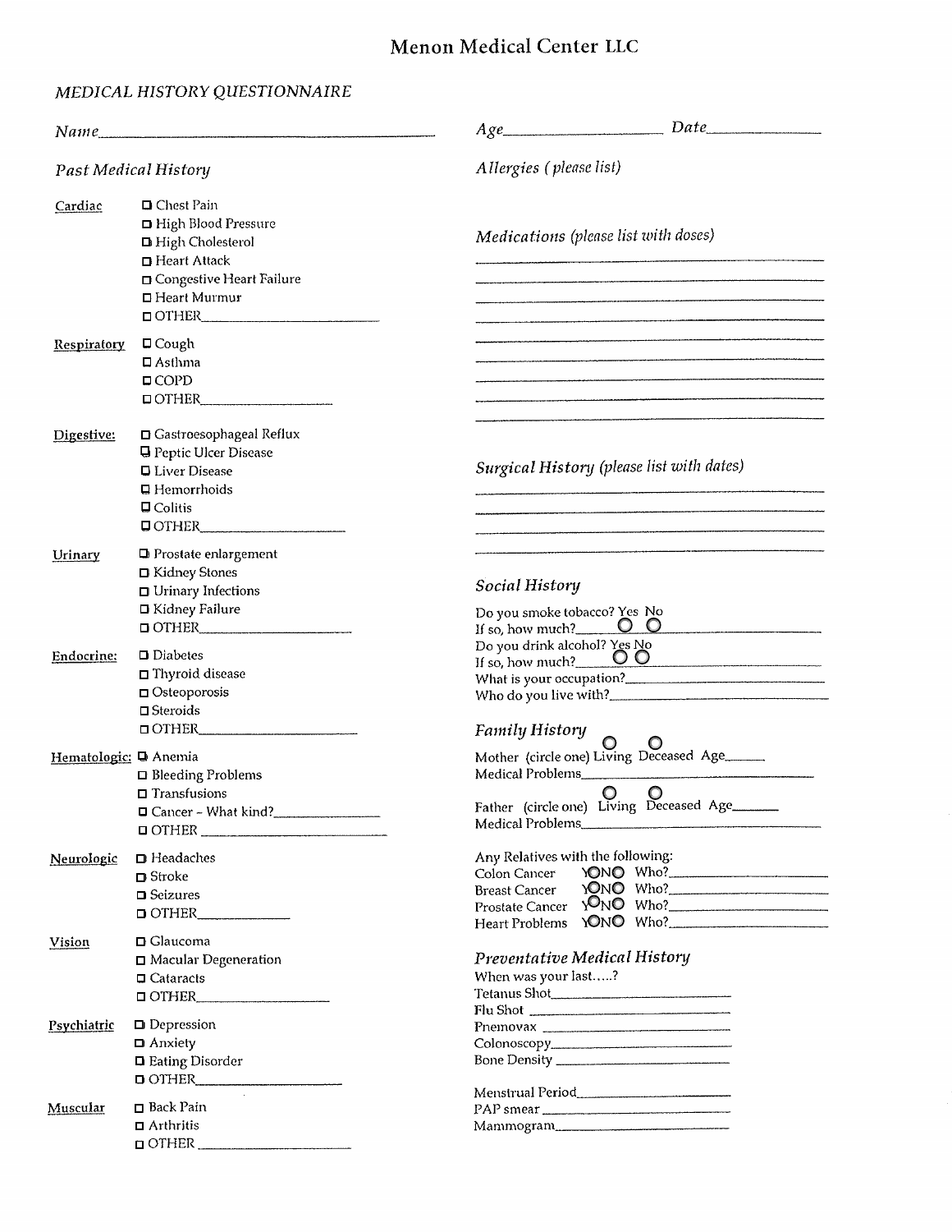# Menon Medical Center LLC

*MEDICAL HISTORY QUESTIONNAIRE*

*Name*\_\_\_\_\_\_\_\_\_\_\_\_\_\_\_\_\_\_\_\_\_\_\_\_\_\_\_\_\_\_\_\_\_\_\_\_\_\_\_\_

*Age*\_\_\_\_\_\_\_\_\_\_\_\_\_\_\_\_ *Date*\_\_\_\_\_\_\_\_\_\_\_\_

## *Past Medical History*

**Cardiac**
- ☐ Chest Pain
- ☐ High Blood Pressure
- ☐ High Cholesterol
- ☐ Heart Attack
- ☐ Congestive Heart Failure
- ☐ Heart Murmur
- ☐ OTHER\_\_\_\_\_\_\_\_\_\_\_\_\_\_\_\_

**Respiratory**
- ☐ Cough
- ☐ Asthma
- ☐ COPD
- ☐ OTHER\_\_\_\_\_\_\_\_\_\_\_\_\_\_\_\_

**Digestive:**
- ☐ Gastroesophageal Reflux
- ☐ Peptic Ulcer Disease
- ☐ Liver Disease
- ☐ Hemorrhoids
- ☐ Colitis
- ☐ OTHER\_\_\_\_\_\_\_\_\_\_\_\_\_\_\_\_

**Urinary**
- ☐ Prostate enlargement
- ☐ Kidney Stones
- ☐ Urinary Infections
- ☐ Kidney Failure
- ☐ OTHER\_\_\_\_\_\_\_\_\_\_\_\_\_\_\_\_

**Endocrine:**
- ☐ Diabetes
- ☐ Thyroid disease
- ☐ Osteoporosis
- ☐ Steroids
- ☐ OTHER\_\_\_\_\_\_\_\_\_\_\_\_\_\_\_\_

**Hematologic:**
- ☐ Anemia
- ☐ Bleeding Problems
- ☐ Transfusions
- ☐ Cancer - What kind?\_\_\_\_\_\_\_\_\_\_\_\_
- ☐ OTHER\_\_\_\_\_\_\_\_\_\_\_\_\_\_\_\_

**Neurologic**
- ☐ Headaches
- ☐ Stroke
- ☐ Seizures
- ☐ OTHER\_\_\_\_\_\_\_\_\_\_\_\_

**Vision**
- ☐ Glaucoma
- ☐ Macular Degeneration
- ☐ Cataracts
- ☐ OTHER\_\_\_\_\_\_\_\_\_\_\_\_\_\_\_\_

**Psychiatric**
- ☐ Depression
- ☐ Anxiety
- ☐ Eating Disorder
- ☐ OTHER\_\_\_\_\_\_\_\_\_\_\_\_\_\_\_\_

**Muscular**
- ☐ Back Pain
- ☐ Arthritis
- ☐ OTHER\_\_\_\_\_\_\_\_\_\_\_\_\_\_\_\_

## *Allergies (please list)*

## *Medications (please list with doses)*

\_\_\_\_\_\_\_\_\_\_\_\_\_\_\_\_\_\_\_\_\_\_\_\_\_\_\_\_\_\_\_\_\_\_\_\_\_\_\_\_
\_\_\_\_\_\_\_\_\_\_\_\_\_\_\_\_\_\_\_\_\_\_\_\_\_\_\_\_\_\_\_\_\_\_\_\_\_\_\_\_
\_\_\_\_\_\_\_\_\_\_\_\_\_\_\_\_\_\_\_\_\_\_\_\_\_\_\_\_\_\_\_\_\_\_\_\_\_\_\_\_
\_\_\_\_\_\_\_\_\_\_\_\_\_\_\_\_\_\_\_\_\_\_\_\_\_\_\_\_\_\_\_\_\_\_\_\_\_\_\_\_
\_\_\_\_\_\_\_\_\_\_\_\_\_\_\_\_\_\_\_\_\_\_\_\_\_\_\_\_\_\_\_\_\_\_\_\_\_\_\_\_
\_\_\_\_\_\_\_\_\_\_\_\_\_\_\_\_\_\_\_\_\_\_\_\_\_\_\_\_\_\_\_\_\_\_\_\_\_\_\_\_
\_\_\_\_\_\_\_\_\_\_\_\_\_\_\_\_\_\_\_\_\_\_\_\_\_\_\_\_\_\_\_\_\_\_\_\_\_\_\_\_
\_\_\_\_\_\_\_\_\_\_\_\_\_\_\_\_\_\_\_\_\_\_\_\_\_\_\_\_\_\_\_\_\_\_\_\_\_\_\_\_
\_\_\_\_\_\_\_\_\_\_\_\_\_\_\_\_\_\_\_\_\_\_\_\_\_\_\_\_\_\_\_\_\_\_\_\_\_\_\_\_

## *Surgical History (please list with dates)*

\_\_\_\_\_\_\_\_\_\_\_\_\_\_\_\_\_\_\_\_\_\_\_\_\_\_\_\_\_\_\_\_\_\_\_\_\_\_\_\_
\_\_\_\_\_\_\_\_\_\_\_\_\_\_\_\_\_\_\_\_\_\_\_\_\_\_\_\_\_\_\_\_\_\_\_\_\_\_\_\_
\_\_\_\_\_\_\_\_\_\_\_\_\_\_\_\_\_\_\_\_\_\_\_\_\_\_\_\_\_\_\_\_\_\_\_\_\_\_\_\_
\_\_\_\_\_\_\_\_\_\_\_\_\_\_\_\_\_\_\_\_\_\_\_\_\_\_\_\_\_\_\_\_\_\_\_\_\_\_\_\_

## *Social History*

Do you smoke tobacco? Yes ○ No ○
If so, how much?\_\_\_\_\_\_\_\_\_\_\_\_\_\_\_\_\_\_\_\_\_\_\_\_
Do you drink alcohol? Yes ○ No ○
If so, how much?\_\_\_\_\_\_\_\_\_\_\_\_\_\_\_\_\_\_\_\_\_\_\_\_
What is your occupation?\_\_\_\_\_\_\_\_\_\_\_\_\_\_\_\_\_\_\_\_
Who do you live with?\_\_\_\_\_\_\_\_\_\_\_\_\_\_\_\_\_\_\_\_\_\_

## *Family History*

Mother (circle one) ○ Living ○ Deceased Age\_\_\_\_\_
Medical Problems\_\_\_\_\_\_\_\_\_\_\_\_\_\_\_\_\_\_\_\_\_\_\_\_

Father (circle one) ○ Living ○ Deceased Age\_\_\_\_\_
Medical Problems\_\_\_\_\_\_\_\_\_\_\_\_\_\_\_\_\_\_\_\_\_\_\_\_

Any Relatives with the following:
- Colon Cancer Y○ N○ Who?\_\_\_\_\_\_\_\_\_\_\_\_\_\_\_\_
- Breast Cancer Y○ N○ Who?\_\_\_\_\_\_\_\_\_\_\_\_\_\_\_\_
- Prostate Cancer Y○ N○ Who?\_\_\_\_\_\_\_\_\_\_\_\_\_\_\_\_
- Heart Problems Y○ N○ Who?\_\_\_\_\_\_\_\_\_\_\_\_\_\_\_\_

## *Preventative Medical History*

When was your last.....?
- Tetanus Shot\_\_\_\_\_\_\_\_\_\_\_\_\_\_\_\_\_\_\_\_
- Flu Shot \_\_\_\_\_\_\_\_\_\_\_\_\_\_\_\_\_\_\_\_
- Pnemovax \_\_\_\_\_\_\_\_\_\_\_\_\_\_\_\_\_\_\_\_
- Colonoscopy\_\_\_\_\_\_\_\_\_\_\_\_\_\_\_\_\_\_\_\_
- Bone Density \_\_\_\_\_\_\_\_\_\_\_\_\_\_\_\_\_\_\_\_

- Menstrual Period\_\_\_\_\_\_\_\_\_\_\_\_\_\_\_\_\_\_\_\_
- PAP smear \_\_\_\_\_\_\_\_\_\_\_\_\_\_\_\_\_\_\_\_
- Mammogram\_\_\_\_\_\_\_\_\_\_\_\_\_\_\_\_\_\_\_\_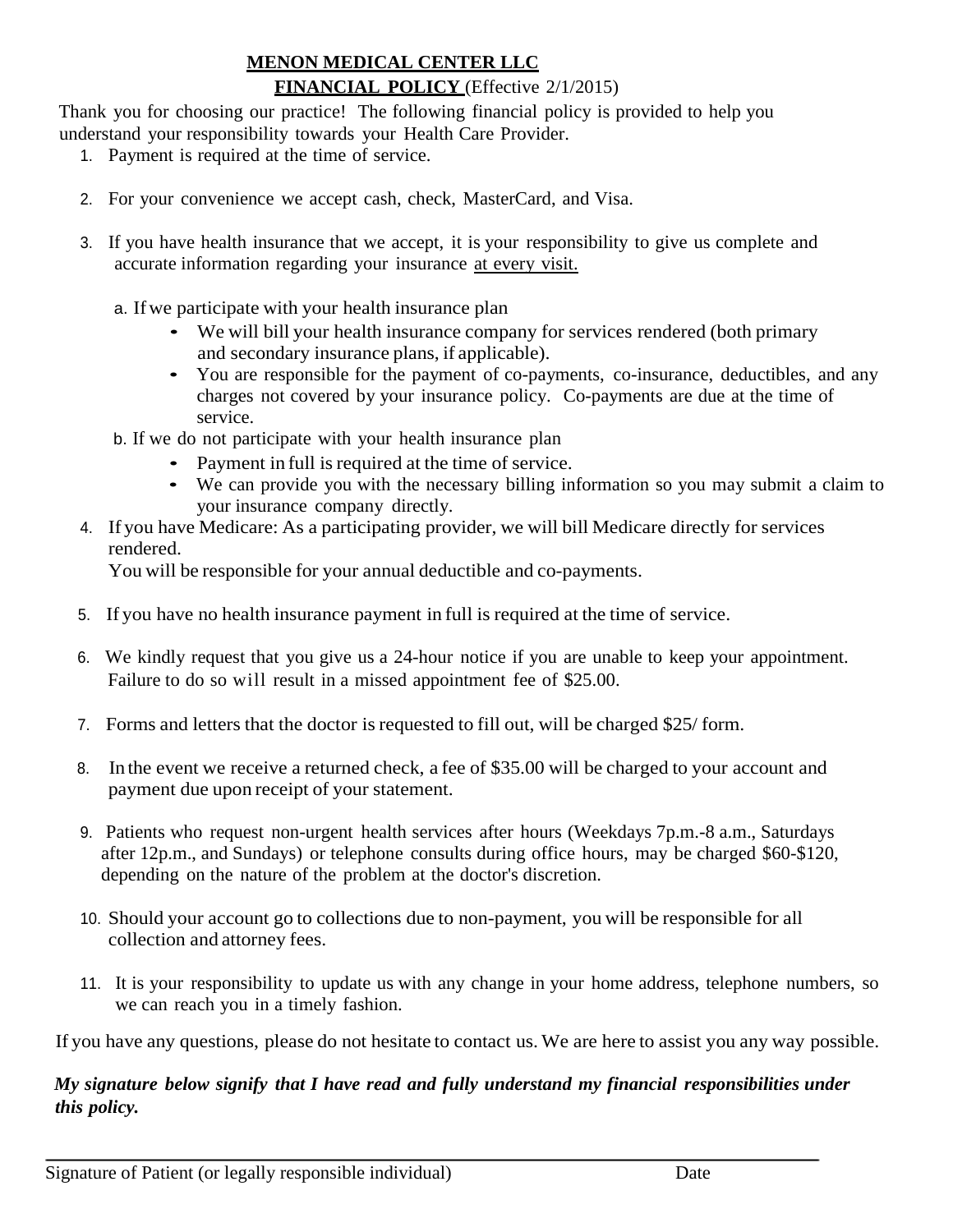# MENON MEDICAL CENTER LLC

## FINANCIAL POLICY (Effective 2/1/2015)

Thank you for choosing our practice! The following financial policy is provided to help you understand your responsibility towards your Health Care Provider.

1. Payment is required at the time of service.
2. For your convenience we accept cash, check, MasterCard, and Visa.
3. If you have health insurance that we accept, it is your responsibility to give us complete and accurate information regarding your insurance <u>at every visit.</u>

   a. If we participate with your health insurance plan
      - We will bill your health insurance company for services rendered (both primary and secondary insurance plans, if applicable).
      - You are responsible for the payment of co-payments, co-insurance, deductibles, and any charges not covered by your insurance policy. Co-payments are due at the time of service.

   b. If we do not participate with your health insurance plan
      - Payment in full is required at the time of service.
      - We can provide you with the necessary billing information so you may submit a claim to your insurance company directly.
4. If you have Medicare: As a participating provider, we will bill Medicare directly for services rendered.
   You will be responsible for your annual deductible and co-payments.
5. If you have no health insurance payment in full is required at the time of service.
6. We kindly request that you give us a 24-hour notice if you are unable to keep your appointment. Failure to do so will result in a missed appointment fee of $25.00.
7. Forms and letters that the doctor is requested to fill out, will be charged $25/ form.
8. In the event we receive a returned check, a fee of $35.00 will be charged to your account and payment due upon receipt of your statement.
9. Patients who request non-urgent health services after hours (Weekdays 7p.m.-8 a.m., Saturdays after 12p.m., and Sundays) or telephone consults during office hours, may be charged $60-$120, depending on the nature of the problem at the doctor's discretion.
10. Should your account go to collections due to non-payment, you will be responsible for all collection and attorney fees.
11. It is your responsibility to update us with any change in your home address, telephone numbers, so we can reach you in a timely fashion.

If you have any questions, please do not hesitate to contact us. We are here to assist you any way possible.

***My signature below signify that I have read and fully understand my financial responsibilities under this policy.***

\_\_\_\_\_\_\_\_\_\_\_\_\_\_\_\_\_\_\_\_\_\_\_\_\_\_\_\_\_\_\_\_\_\_\_\_\_\_\_\_\_\_\_\_\_\_\_\_\_\_\_\_\_\_\_\_\_\_\_\_\_\_\_\_

Signature of Patient (or legally responsible individual) Date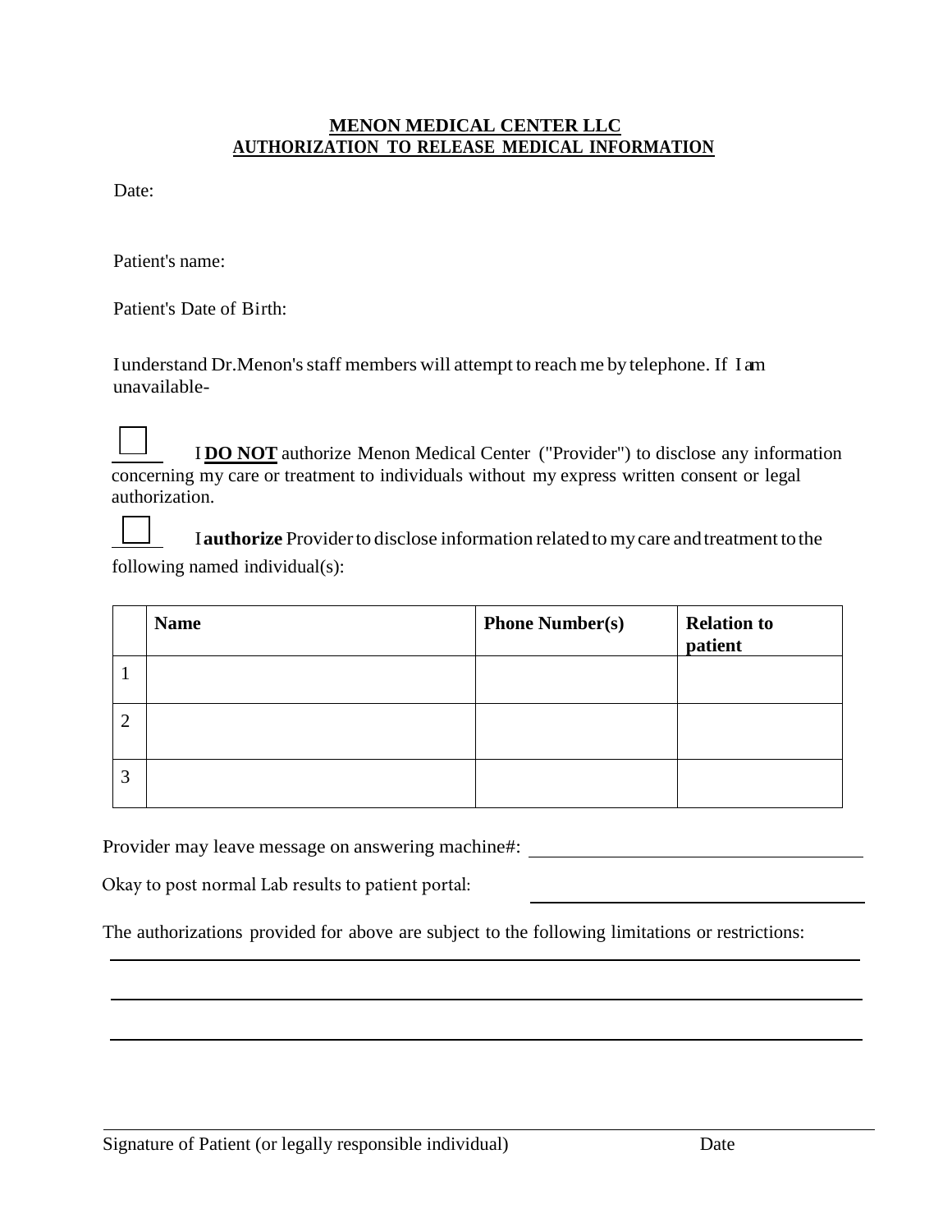**MENON MEDICAL CENTER LLC**
**AUTHORIZATION TO RELEASE MEDICAL INFORMATION**

Date:

Patient's name:

Patient's Date of Birth:

I understand Dr.Menon's staff members will attempt to reach me by telephone. If I am unavailable-

☐ I **DO NOT** authorize Menon Medical Center ("Provider") to disclose any information concerning my care or treatment to individuals without my express written consent or legal authorization.

☐ I **authorize** Provider to disclose information related to my care and treatment to the following named individual(s):

| | Name | Phone Number(s) | Relation to patient |
|---|---|---|---|
| 1 | | | |
| 2 | | | |
| 3 | | | |

Provider may leave message on answering machine#: ______________________

Okay to post normal Lab results to patient portal: ______________________

The authorizations provided for above are subject to the following limitations or restrictions:

______________________________________________________________________

______________________________________________________________________

______________________________________________________________________

______________________________________________________________________

Signature of Patient (or legally responsible individual) Date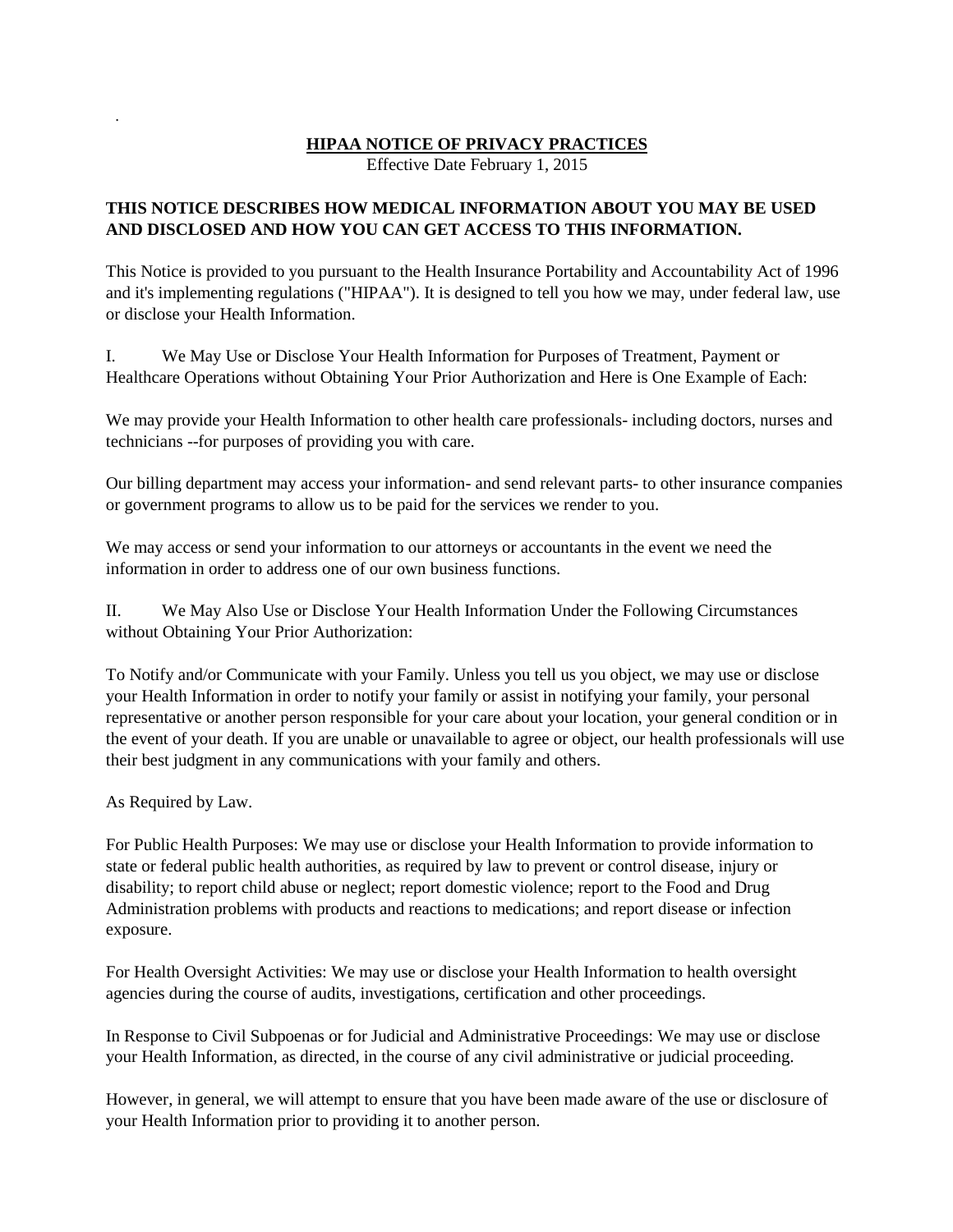.

# HIPAA NOTICE OF PRIVACY PRACTICES

Effective Date February 1, 2015

**THIS NOTICE DESCRIBES HOW MEDICAL INFORMATION ABOUT YOU MAY BE USED AND DISCLOSED AND HOW YOU CAN GET ACCESS TO THIS INFORMATION.**

This Notice is provided to you pursuant to the Health Insurance Portability and Accountability Act of 1996 and it's implementing regulations ("HIPAA"). It is designed to tell you how we may, under federal law, use or disclose your Health Information.

I. We May Use or Disclose Your Health Information for Purposes of Treatment, Payment or Healthcare Operations without Obtaining Your Prior Authorization and Here is One Example of Each:

We may provide your Health Information to other health care professionals- including doctors, nurses and technicians --for purposes of providing you with care.

Our billing department may access your information- and send relevant parts- to other insurance companies or government programs to allow us to be paid for the services we render to you.

We may access or send your information to our attorneys or accountants in the event we need the information in order to address one of our own business functions.

II. We May Also Use or Disclose Your Health Information Under the Following Circumstances without Obtaining Your Prior Authorization:

To Notify and/or Communicate with your Family. Unless you tell us you object, we may use or disclose your Health Information in order to notify your family or assist in notifying your family, your personal representative or another person responsible for your care about your location, your general condition or in the event of your death. If you are unable or unavailable to agree or object, our health professionals will use their best judgment in any communications with your family and others.

As Required by Law.

For Public Health Purposes: We may use or disclose your Health Information to provide information to state or federal public health authorities, as required by law to prevent or control disease, injury or disability; to report child abuse or neglect; report domestic violence; report to the Food and Drug Administration problems with products and reactions to medications; and report disease or infection exposure.

For Health Oversight Activities: We may use or disclose your Health Information to health oversight agencies during the course of audits, investigations, certification and other proceedings.

In Response to Civil Subpoenas or for Judicial and Administrative Proceedings: We may use or disclose your Health Information, as directed, in the course of any civil administrative or judicial proceeding.

However, in general, we will attempt to ensure that you have been made aware of the use or disclosure of your Health Information prior to providing it to another person.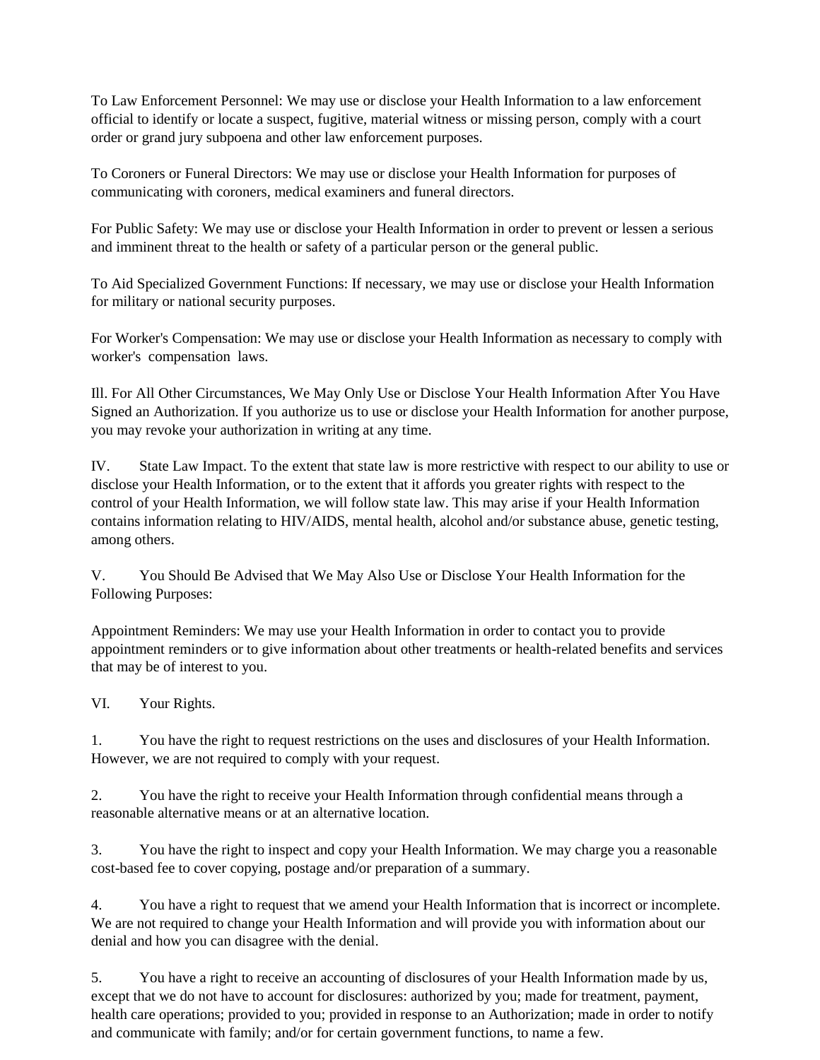To Law Enforcement Personnel: We may use or disclose your Health Information to a law enforcement official to identify or locate a suspect, fugitive, material witness or missing person, comply with a court order or grand jury subpoena and other law enforcement purposes.

To Coroners or Funeral Directors: We may use or disclose your Health Information for purposes of communicating with coroners, medical examiners and funeral directors.

For Public Safety: We may use or disclose your Health Information in order to prevent or lessen a serious and imminent threat to the health or safety of a particular person or the general public.

To Aid Specialized Government Functions: If necessary, we may use or disclose your Health Information for military or national security purposes.

For Worker's Compensation: We may use or disclose your Health Information as necessary to comply with worker's compensation laws.

Ill. For All Other Circumstances, We May Only Use or Disclose Your Health Information After You Have Signed an Authorization. If you authorize us to use or disclose your Health Information for another purpose, you may revoke your authorization in writing at any time.

IV. State Law Impact. To the extent that state law is more restrictive with respect to our ability to use or disclose your Health Information, or to the extent that it affords you greater rights with respect to the control of your Health Information, we will follow state law. This may arise if your Health Information contains information relating to HIV/AIDS, mental health, alcohol and/or substance abuse, genetic testing, among others.

V. You Should Be Advised that We May Also Use or Disclose Your Health Information for the Following Purposes:

Appointment Reminders: We may use your Health Information in order to contact you to provide appointment reminders or to give information about other treatments or health-related benefits and services that may be of interest to you.

VI. Your Rights.

1. You have the right to request restrictions on the uses and disclosures of your Health Information. However, we are not required to comply with your request.

2. You have the right to receive your Health Information through confidential means through a reasonable alternative means or at an alternative location.

3. You have the right to inspect and copy your Health Information. We may charge you a reasonable cost-based fee to cover copying, postage and/or preparation of a summary.

4. You have a right to request that we amend your Health Information that is incorrect or incomplete. We are not required to change your Health Information and will provide you with information about our denial and how you can disagree with the denial.

5. You have a right to receive an accounting of disclosures of your Health Information made by us, except that we do not have to account for disclosures: authorized by you; made for treatment, payment, health care operations; provided to you; provided in response to an Authorization; made in order to notify and communicate with family; and/or for certain government functions, to name a few.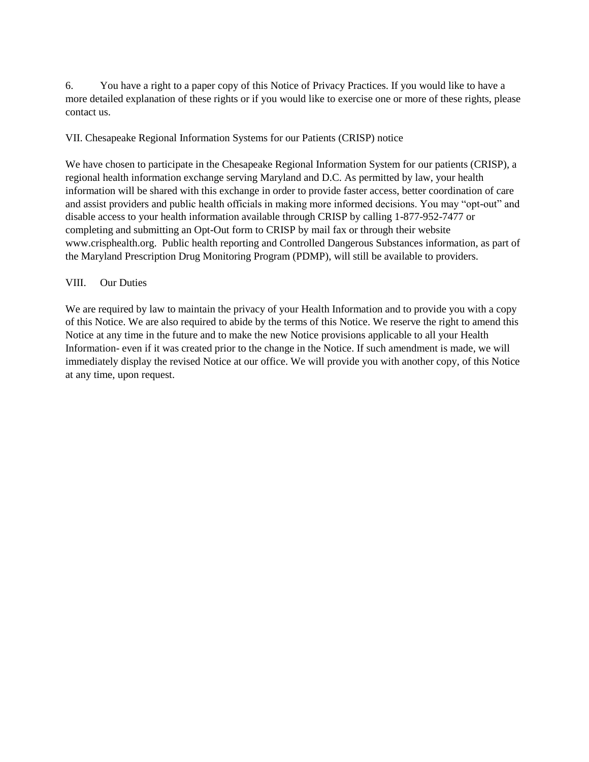6. You have a right to a paper copy of this Notice of Privacy Practices. If you would like to have a more detailed explanation of these rights or if you would like to exercise one or more of these rights, please contact us.

## VII. Chesapeake Regional Information Systems for our Patients (CRISP) notice

We have chosen to participate in the Chesapeake Regional Information System for our patients (CRISP), a regional health information exchange serving Maryland and D.C. As permitted by law, your health information will be shared with this exchange in order to provide faster access, better coordination of care and assist providers and public health officials in making more informed decisions. You may "opt-out" and disable access to your health information available through CRISP by calling 1-877-952-7477 or completing and submitting an Opt-Out form to CRISP by mail fax or through their website www.crisphealth.org. Public health reporting and Controlled Dangerous Substances information, as part of the Maryland Prescription Drug Monitoring Program (PDMP), will still be available to providers.

## VIII. Our Duties

We are required by law to maintain the privacy of your Health Information and to provide you with a copy of this Notice. We are also required to abide by the terms of this Notice. We reserve the right to amend this Notice at any time in the future and to make the new Notice provisions applicable to all your Health Information- even if it was created prior to the change in the Notice. If such amendment is made, we will immediately display the revised Notice at our office. We will provide you with another copy, of this Notice at any time, upon request.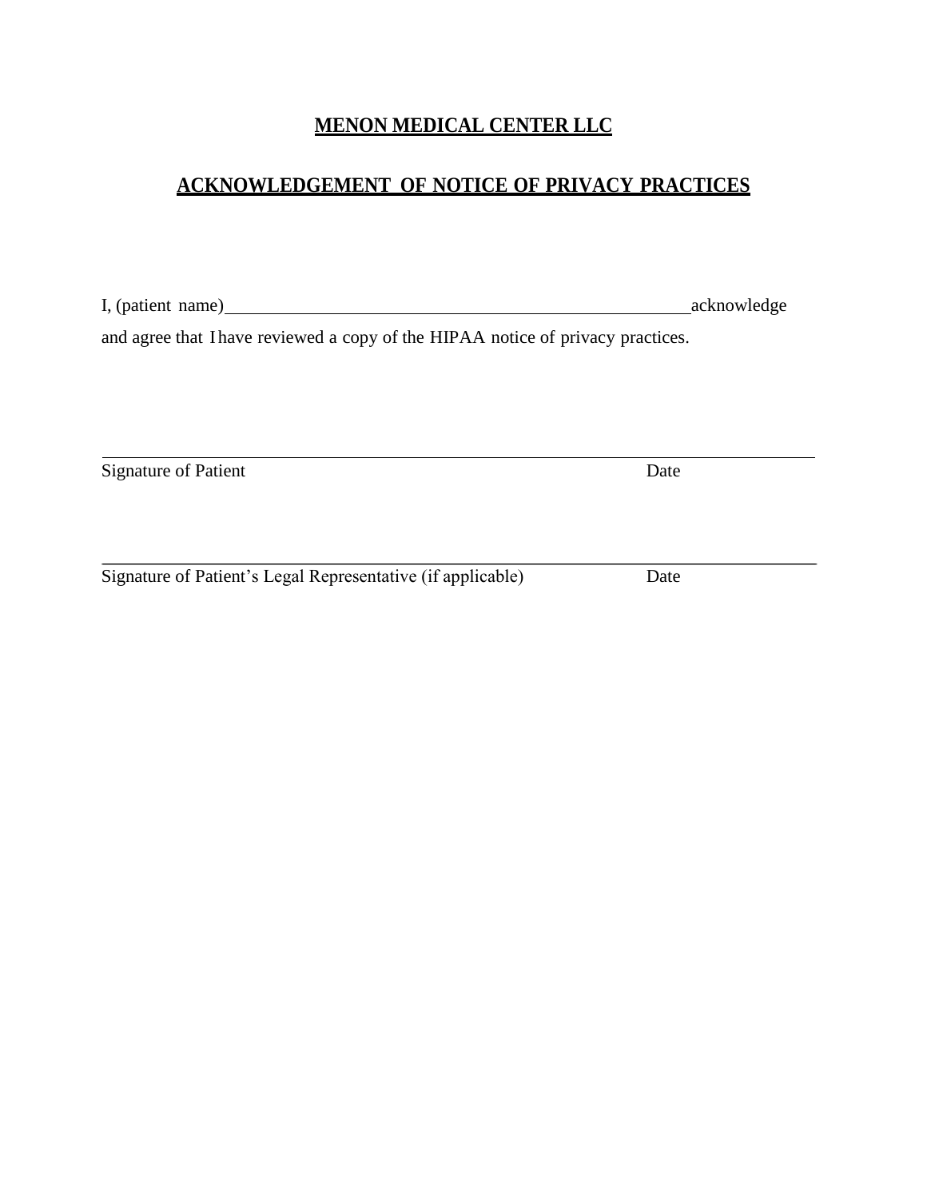# MENON MEDICAL CENTER LLC

## ACKNOWLEDGEMENT OF NOTICE OF PRIVACY PRACTICES

I, (patient name)\_\_\_\_\_\_\_\_\_\_\_\_\_\_\_\_\_\_\_\_\_\_\_\_\_\_\_\_\_\_\_\_\_\_\_\_\_\_\_\_\_\_\_\_\_\_\_\_\_\_acknowledge and agree that I have reviewed a copy of the HIPAA notice of privacy practices.

\_\_\_\_\_\_\_\_\_\_\_\_\_\_\_\_\_\_\_\_\_\_\_\_\_\_\_\_\_\_\_\_\_\_\_\_\_\_\_\_\_\_\_\_\_\_\_\_\_\_\_\_\_\_\_\_\_\_\_\_\_\_\_\_\_\_\_\_\_\_\_\_

Signature of Patient Date

\_\_\_\_\_\_\_\_\_\_\_\_\_\_\_\_\_\_\_\_\_\_\_\_\_\_\_\_\_\_\_\_\_\_\_\_\_\_\_\_\_\_\_\_\_\_\_\_\_\_\_\_\_\_\_\_\_\_\_\_\_\_\_\_\_\_\_\_\_\_\_\_

Signature of Patient's Legal Representative (if applicable) Date